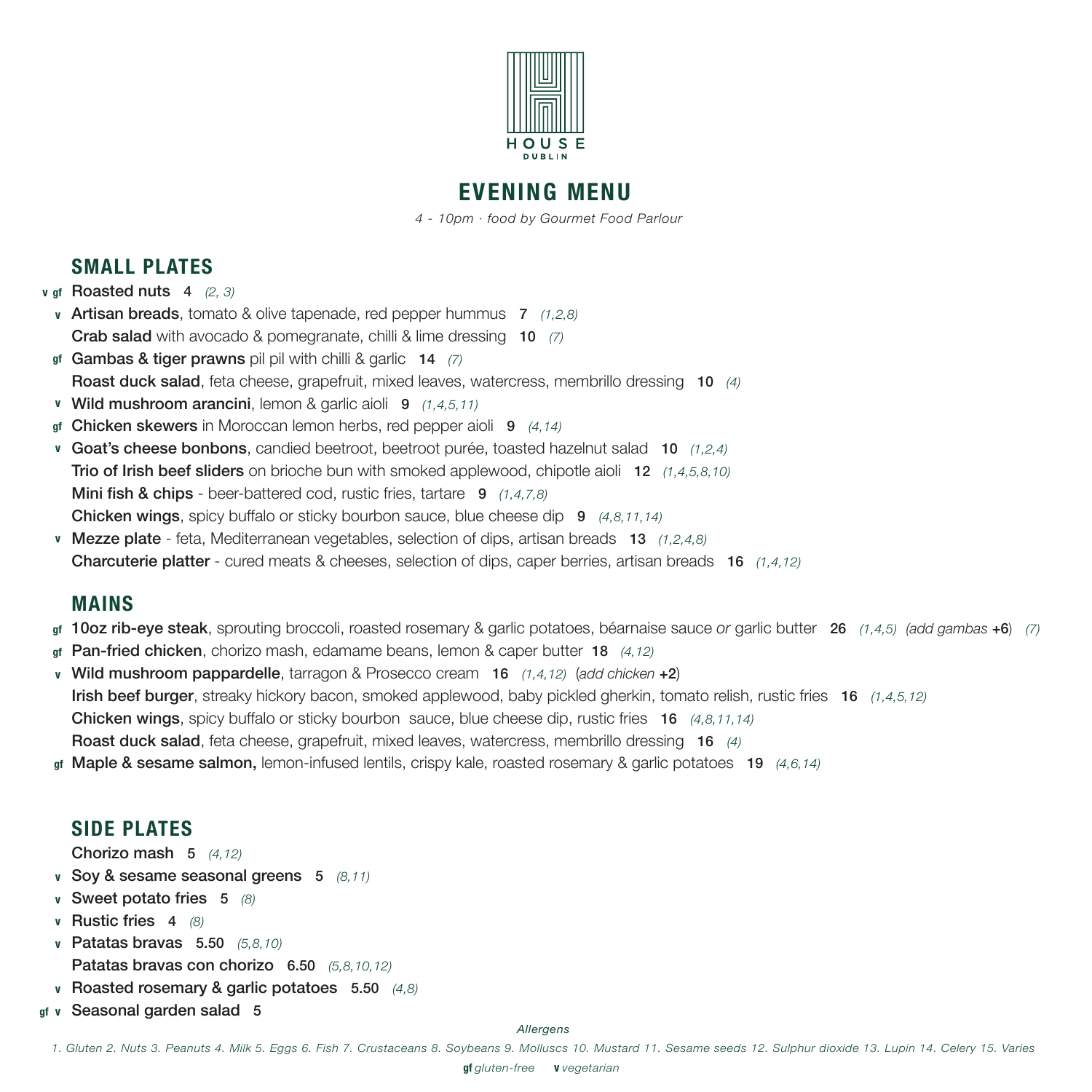HOUSE
DUBLIN

# EVENING MENU

*4 - 10pm · food by Gourmet Food Parlour*

## SMALL PLATES

- v gf **Roasted nuts** 4 *(2, 3)*
- v **Artisan breads**, tomato & olive tapenade, red pepper hummus **7** *(1,2,8)*
- **Crab salad** with avocado & pomegranate, chilli & lime dressing **10** *(7)*
- gf **Gambas & tiger prawns** pil pil with chilli & garlic **14** *(7)*
- **Roast duck salad**, feta cheese, grapefruit, mixed leaves, watercress, membrillo dressing **10** *(4)*
- v **Wild mushroom arancini**, lemon & garlic aioli **9** *(1,4,5,11)*
- gf **Chicken skewers** in Moroccan lemon herbs, red pepper aioli **9** *(4,14)*
- v **Goat's cheese bonbons**, candied beetroot, beetroot purée, toasted hazelnut salad **10** *(1,2,4)*
- **Trio of Irish beef sliders** on brioche bun with smoked applewood, chipotle aioli **12** *(1,4,5,8,10)*
- **Mini fish & chips** - beer-battered cod, rustic fries, tartare **9** *(1,4,7,8)*
- **Chicken wings**, spicy buffalo or sticky bourbon sauce, blue cheese dip **9** *(4,8,11,14)*
- v **Mezze plate** - feta, Mediterranean vegetables, selection of dips, artisan breads **13** *(1,2,4,8)*
- **Charcuterie platter** - cured meats & cheeses, selection of dips, caper berries, artisan breads **16** *(1,4,12)*

## MAINS

- gf **10oz rib-eye steak**, sprouting broccoli, roasted rosemary & garlic potatoes, béarnaise sauce *or* garlic butter **26** *(1,4,5)* *(add gambas* **+6**) *(7)*
- gf **Pan-fried chicken**, chorizo mash, edamame beans, lemon & caper butter **18** *(4,12)*
- v **Wild mushroom pappardelle**, tarragon & Prosecco cream **16** *(1,4,12)* (*add chicken* **+2**)
- **Irish beef burger**, streaky hickory bacon, smoked applewood, baby pickled gherkin, tomato relish, rustic fries **16** *(1,4,5,12)*
- **Chicken wings**, spicy buffalo or sticky bourbon sauce, blue cheese dip, rustic fries **16** *(4,8,11,14)*
- **Roast duck salad**, feta cheese, grapefruit, mixed leaves, watercress, membrillo dressing **16** *(4)*
- gf **Maple & sesame salmon,** lemon-infused lentils, crispy kale, roasted rosemary & garlic potatoes **19** *(4,6,14)*

## SIDE PLATES

- **Chorizo mash** **5** *(4,12)*
- v **Soy & sesame seasonal greens** **5** *(8,11)*
- v **Sweet potato fries** **5** *(8)*
- v **Rustic fries** **4** *(8)*
- v **Patatas bravas** **5.50** *(5,8,10)*
- **Patatas bravas con chorizo** **6.50** *(5,8,10,12)*
- v **Roasted rosemary & garlic potatoes** **5.50** *(4,8)*
- gf v **Seasonal garden salad** **5**

*Allergens*

*1. Gluten 2. Nuts 3. Peanuts 4. Milk 5. Eggs 6. Fish 7. Crustaceans 8. Soybeans 9. Molluscs 10. Mustard 11. Sesame seeds 12. Sulphur dioxide 13. Lupin 14. Celery 15. Varies*

**gf** *gluten-free* **v** *vegetarian*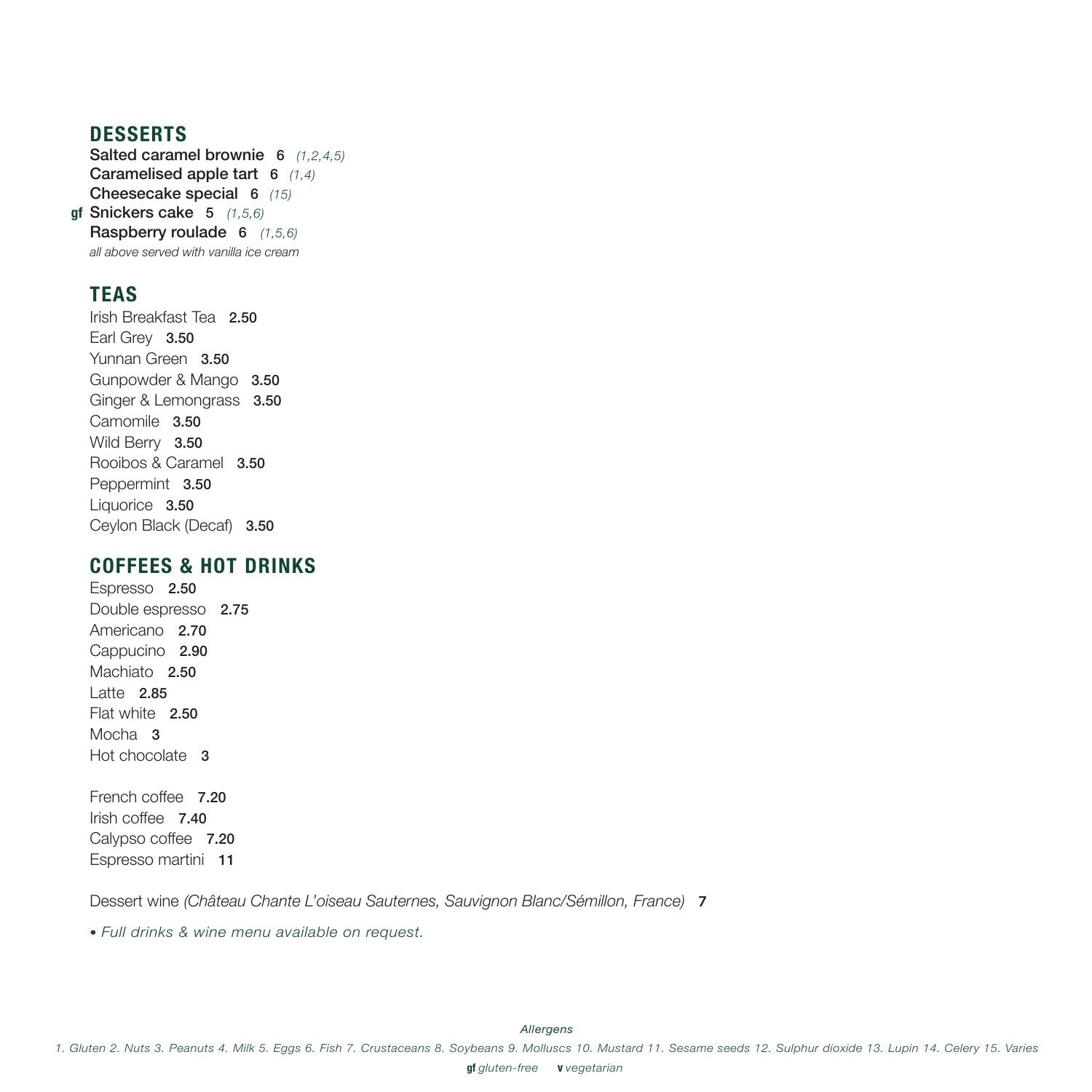## DESSERTS

**Salted caramel brownie** **6** *(1,2,4,5)*
**Caramelised apple tart** **6** *(1,4)*
**Cheesecake special** **6** *(15)*
**gf** **Snickers cake** **5** *(1,5,6)*
**Raspberry roulade** **6** *(1,5,6)*
*all above served with vanilla ice cream*

## TEAS

Irish Breakfast Tea **2.50**
Earl Grey **3.50**
Yunnan Green **3.50**
Gunpowder & Mango **3.50**
Ginger & Lemongrass **3.50**
Camomile **3.50**
Wild Berry **3.50**
Rooibos & Caramel **3.50**
Peppermint **3.50**
Liquorice **3.50**
Ceylon Black (Decaf) **3.50**

## COFFEES & HOT DRINKS

Espresso **2.50**
Double espresso **2.75**
Americano **2.70**
Cappucino **2.90**
Machiato **2.50**
Latte **2.85**
Flat white **2.50**
Mocha **3**
Hot chocolate **3**

French coffee **7.20**
Irish coffee **7.40**
Calypso coffee **7.20**
Espresso martini **11**

Dessert wine *(Château Chante L'oiseau Sauternes, Sauvignon Blanc/Sémillon, France)* **7**

*• Full drinks & wine menu available on request.*

*Allergens*

*1. Gluten 2. Nuts 3. Peanuts 4. Milk 5. Eggs 6. Fish 7. Crustaceans 8. Soybeans 9. Molluscs 10. Mustard 11. Sesame seeds 12. Sulphur dioxide 13. Lupin 14. Celery 15. Varies*

**gf** *gluten-free* **v** *vegetarian*